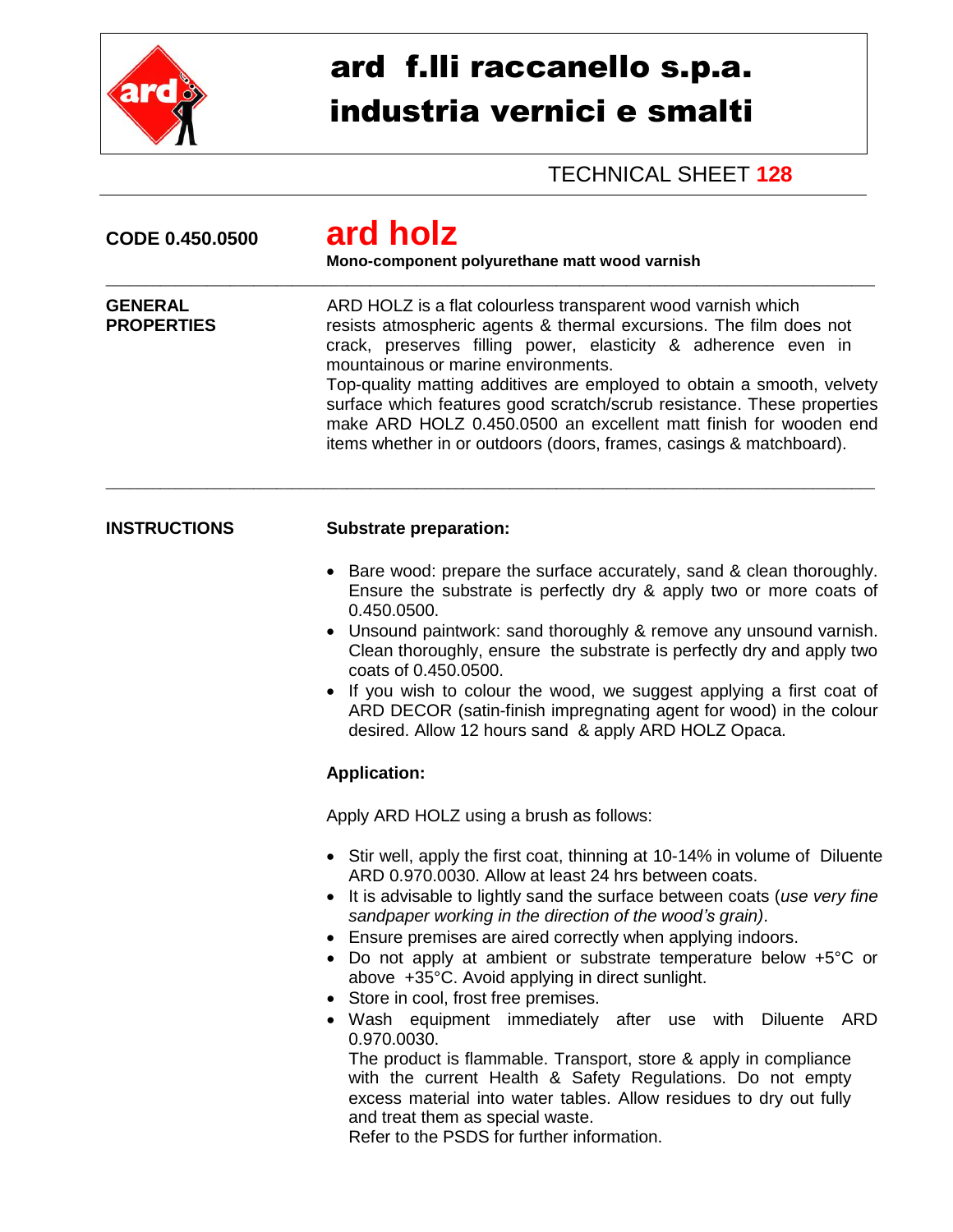# ard f.lli raccanello s.p.a.
# industria vernici e smalti

TECHNICAL SHEET **128**

**CODE 0.450.0500**

## ard holz

**Mono-component polyurethane matt wood varnish**

---

**GENERAL PROPERTIES**

ARD HOLZ is a flat colourless transparent wood varnish which resists atmospheric agents & thermal excursions. The film does not crack, preserves filling power, elasticity & adherence even in mountainous or marine environments.
Top-quality matting additives are employed to obtain a smooth, velvety surface which features good scratch/scrub resistance. These properties make ARD HOLZ 0.450.0500 an excellent matt finish for wooden end items whether in or outdoors (doors, frames, casings & matchboard).

---

**INSTRUCTIONS**

**Substrate preparation:**

- Bare wood: prepare the surface accurately, sand & clean thoroughly. Ensure the substrate is perfectly dry & apply two or more coats of 0.450.0500.
- Unsound paintwork: sand thoroughly & remove any unsound varnish. Clean thoroughly, ensure the substrate is perfectly dry and apply two coats of 0.450.0500.
- If you wish to colour the wood, we suggest applying a first coat of ARD DECOR (satin-finish impregnating agent for wood) in the colour desired. Allow 12 hours sand & apply ARD HOLZ Opaca.

**Application:**

Apply ARD HOLZ using a brush as follows:

- Stir well, apply the first coat, thinning at 10-14% in volume of Diluente ARD 0.970.0030. Allow at least 24 hrs between coats.
- It is advisable to lightly sand the surface between coats (*use very fine sandpaper working in the direction of the wood's grain)*.
- Ensure premises are aired correctly when applying indoors.
- Do not apply at ambient or substrate temperature below +5°C or above +35°C. Avoid applying in direct sunlight.
- Store in cool, frost free premises.
- Wash equipment immediately after use with Diluente ARD 0.970.0030.
  The product is flammable. Transport, store & apply in compliance with the current Health & Safety Regulations. Do not empty excess material into water tables. Allow residues to dry out fully and treat them as special waste.
  Refer to the PSDS for further information.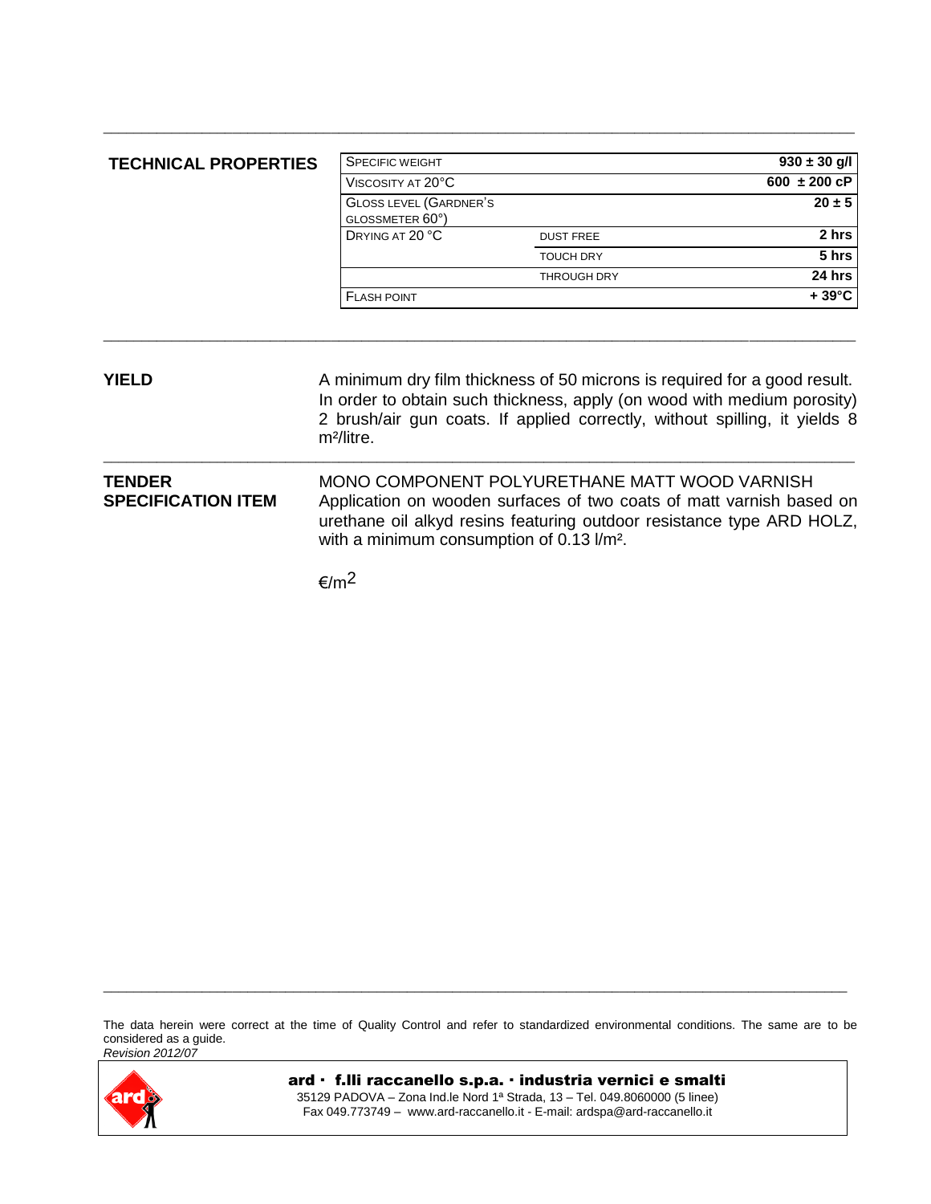## TECHNICAL PROPERTIES

| | | |
|---|---|---|
| SPECIFIC WEIGHT | | **930 ± 30 g/l** |
| VISCOSITY AT 20°C | | **600 ± 200 cP** |
| GLOSS LEVEL (GARDNER'S GLOSSMETER 60°) | | **20 ± 5** |
| DRYING AT 20 °C | DUST FREE | **2 hrs** |
| | TOUCH DRY | **5 hrs** |
| | THROUGH DRY | **24 hrs** |
| FLASH POINT | | **+ 39°C** |

## YIELD

A minimum dry film thickness of 50 microns is required for a good result. In order to obtain such thickness, apply (on wood with medium porosity) 2 brush/air gun coats. If applied correctly, without spilling, it yields 8 m²/litre.

## TENDER SPECIFICATION ITEM

MONO COMPONENT POLYURETHANE MATT WOOD VARNISH
Application on wooden surfaces of two coats of matt varnish based on urethane oil alkyd resins featuring outdoor resistance type ARD HOLZ, with a minimum consumption of 0.13 l/m².

€/m²

The data herein were correct at the time of Quality Control and refer to standardized environmental conditions. The same are to be considered as a guide.
*Revision 2012/07*

**ard · f.lli raccanello s.p.a. · industria vernici e smalti**
35129 PADOVA – Zona Ind.le Nord 1ª Strada, 13 – Tel. 049.8060000 (5 linee)
Fax 049.773749 – www.ard-raccanello.it - E-mail: ardspa@ard-raccanello.it